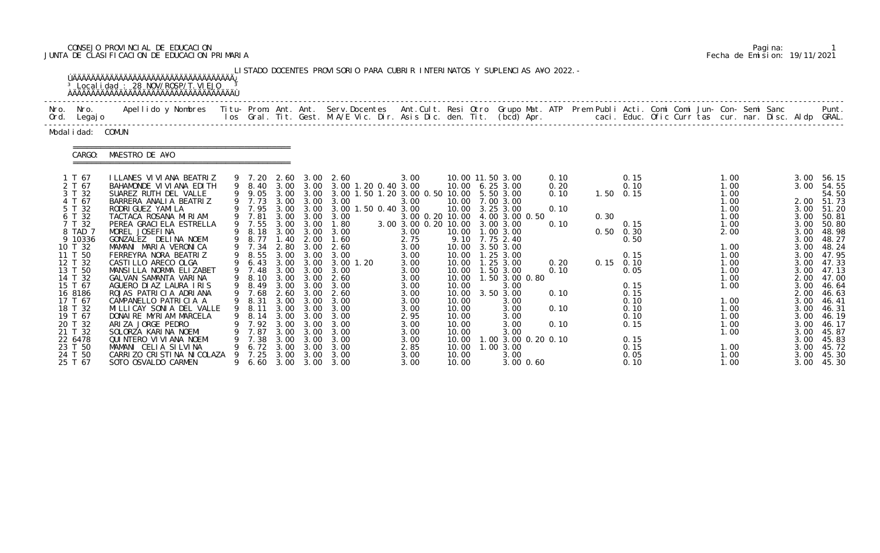CONSEJO PROVINCIAL DE EDUCACION
JUNTA DE CLASIFICACION DE EDUCACION PRIMARIA

Fecha de Emision: 19/11/2021

LISTADO DOCENTES PROVISORIO PARA CUBRIR INTERINATOS Y SUPLENCIAS A¥O 2022.-

Localidad : 28 NOV/ROSP/T.VIEJO

Modalidad: COMUN

CARGO: MAESTRO DE A¥O

| Nro. Ord. | Nro. Legajo | Apellido y Nombres | Titu-los | Prom. Gral. | Ant. Tit. | Ant. Gest. | Serv.Docentes M.A/E Vic. Dir. | Ant.Cult. Asis Dic. | Resi den. | Otro Tit. | Grupo Mat. (bcd) | ATP Apr. | Prem Publi caci. | Acti. Educ. | Comi Ofic | Comi Curr | Jun-tas | Con-cur. | Semi nar. | Sanc Disc. | Aldp | Punt. GRAL. |
|---|---|---|---|---|---|---|---|---|---|---|---|---|---|---|---|---|---|---|---|---|---|---|
| 1 | T 67 | ILLANES VIVIANA BEATRIZ | 9 | 7.20 | 2.60 | 3.00 | 2.60 | 3.00 | 10.00 | 11.50 | 3.00 | 0.10 | | 0.15 | | | | 1.00 | | | 3.00 | 56.15 |
| 2 | T 67 | BAHAMONDE VIVIANA EDITH | 9 | 8.40 | 3.00 | 3.00 | 3.00 1.20 0.40 | 3.00 | 10.00 | 6.25 | 3.00 | 0.20 | | 0.10 | | | | 1.00 | | | 3.00 | 54.55 |
| 3 | T 32 | SUAREZ RUTH DEL VALLE | 9 | 9.05 | 3.00 | 3.00 | 3.00 1.50 1.20 | 3.00 0.50 | 10.00 | 5.50 | 3.00 | 0.10 | 1.50 | 0.15 | | | | 1.00 | | | | 54.50 |
| 4 | T 67 | BARRERA ANALIA BEATRIZ | 9 | 7.73 | 3.00 | 3.00 | 3.00 | 3.00 | 10.00 | 7.00 | 3.00 | | | | | | | 1.00 | | | 2.00 | 51.73 |
| 5 | T 32 | RODRIGUEZ YAMILA | 9 | 7.95 | 3.00 | 3.00 | 3.00 1.50 0.40 | 3.00 | 10.00 | 3.25 | 3.00 | 0.10 | | | | | | 1.00 | | | 3.00 | 51.20 |
| 6 | T 32 | TACTACA ROSANA MIRIAM | 9 | 7.81 | 3.00 | 3.00 | 3.00 | 3.00 0.20 | 10.00 | 4.00 | 3.00 0.50 | | 0.30 | | | | | 1.00 | | | 3.00 | 50.81 |
| 7 | T 32 | PEREA GRACIELA ESTRELLA | 9 | 7.55 | 3.00 | 3.00 | 1.80 | 3.00 3.00 0.20 | 10.00 | 3.00 | 3.00 | 0.10 | | 0.15 | | | | 1.00 | | | 3.00 | 50.80 |
| 8 | TAD 7 | MOREL JOSEFINA | 9 | 8.18 | 3.00 | 3.00 | 3.00 | 3.00 | 10.00 | 1.00 | 3.00 | | 0.50 | 0.30 | | | | 2.00 | | | 3.00 | 48.98 |
| 9 | 10336 | GONZALEZ DELINA NOEMI | 9 | 8.77 | 1.40 | 2.00 | 1.60 | 2.75 | 9.10 | 7.75 | 2.40 | | | 0.50 | | | | | | | 3.00 | 48.27 |
| 10 | T 32 | MAMANI MARIA VERONICA | 9 | 7.34 | 2.80 | 3.00 | 2.60 | 3.00 | 10.00 | 3.50 | 3.00 | | | | | | | 1.00 | | | 3.00 | 48.24 |
| 11 | T 50 | FERREYRA NORA BEATRIZ | 9 | 8.55 | 3.00 | 3.00 | 3.00 | 3.00 | 10.00 | 1.25 | 3.00 | | | 0.15 | | | | 1.00 | | | 3.00 | 47.95 |
| 12 | T 32 | CASTILLO ARECO OLGA | 9 | 6.43 | 3.00 | 3.00 | 3.00 1.20 | 3.00 | 10.00 | 1.25 | 3.00 | 0.20 | 0.15 | 0.10 | | | | 1.00 | | | 3.00 | 47.33 |
| 13 | T 50 | MANSILLA NORMA ELIZABET | 9 | 7.48 | 3.00 | 3.00 | 3.00 | 3.00 | 10.00 | 1.50 | 3.00 | 0.10 | | 0.05 | | | | 1.00 | | | 3.00 | 47.13 |
| 14 | T 32 | GALVAN SAMANTA VARINA | 9 | 8.10 | 3.00 | 3.00 | 2.60 | 3.00 | 10.00 | 1.50 | 3.00 0.80 | | | | | | | 1.00 | | | 2.00 | 47.00 |
| 15 | T 67 | AGUERO DIAZ LAURA IRIS | 9 | 8.49 | 3.00 | 3.00 | 3.00 | 3.00 | 10.00 | | 3.00 | | | 0.15 | | | | 1.00 | | | 3.00 | 46.64 |
| 16 | 8186 | ROJAS PATRICIA ADRIANA | 9 | 7.68 | 2.60 | 3.00 | 2.60 | 3.00 | 10.00 | 3.50 | 3.00 | 0.10 | | 0.15 | | | | | | | 2.00 | 46.63 |
| 17 | T 67 | CAMPANELLO PATRICIA A | 9 | 8.31 | 3.00 | 3.00 | 3.00 | 3.00 | 10.00 | | 3.00 | | | 0.10 | | | | 1.00 | | | 3.00 | 46.41 |
| 18 | T 32 | MILLICAY SONIA DEL VALLE | 9 | 8.11 | 3.00 | 3.00 | 3.00 | 3.00 | 10.00 | | 3.00 | 0.10 | | 0.10 | | | | 1.00 | | | 3.00 | 46.31 |
| 19 | T 67 | DONAIRE MYRIAM MARCELA | 9 | 8.14 | 3.00 | 3.00 | 3.00 | 2.95 | 10.00 | | 3.00 | | | 0.10 | | | | 1.00 | | | 3.00 | 46.19 |
| 20 | T 32 | ARIZA JORGE PEDRO | 9 | 7.92 | 3.00 | 3.00 | 3.00 | 3.00 | 10.00 | | 3.00 | 0.10 | | 0.15 | | | | 1.00 | | | 3.00 | 46.17 |
| 21 | T 32 | SOLORZA KARINA NOEMI | 9 | 7.87 | 3.00 | 3.00 | 3.00 | 3.00 | 10.00 | | 3.00 | | | | | | | 1.00 | | | 3.00 | 45.87 |
| 22 | 6478 | QUINTERO VIVIANA NOEMI | 9 | 7.38 | 3.00 | 3.00 | 3.00 | 3.00 | 10.00 | 1.00 | 3.00 0.20 | 0.10 | | 0.15 | | | | | | | 3.00 | 45.83 |
| 23 | T 50 | MAMANI CELIA SILVINA | 9 | 6.72 | 3.00 | 3.00 | 3.00 | 2.85 | 10.00 | 1.00 | 3.00 | | | 0.15 | | | | 1.00 | | | 3.00 | 45.72 |
| 24 | T 50 | CARRIZO CRISTINA NICOLAZA | 9 | 7.25 | 3.00 | 3.00 | 3.00 | 3.00 | 10.00 | | 3.00 | | | 0.05 | | | | 1.00 | | | 3.00 | 45.30 |
| 25 | T 67 | SOTO OSVALDO CARMEN | 9 | 6.60 | 3.00 | 3.00 | 3.00 | 3.00 | 10.00 | | 3.00 0.60 | | | 0.10 | | | | 1.00 | | | 3.00 | 45.30 |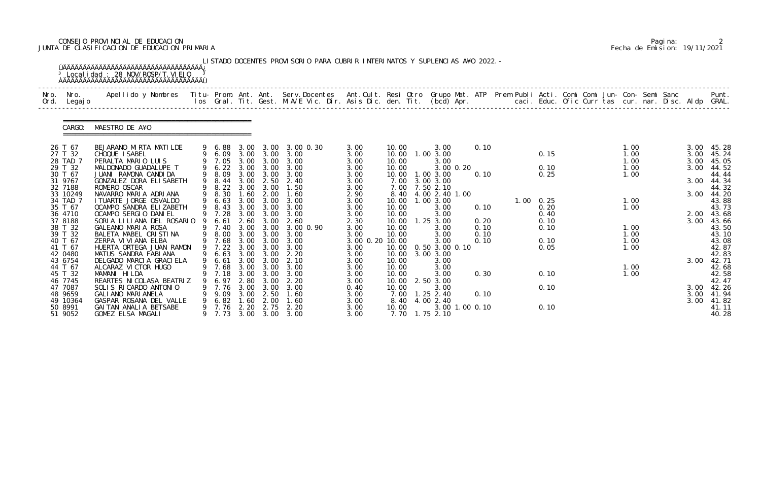CONSEJO PROVINCIAL DE EDUCACION
JUNTA DE CLASIFICACION DE EDUCACION PRIMARIA

Pagina: 2
Fecha de Emision: 19/11/2021

LISTADO DOCENTES PROVISORIO PARA CUBRIR INTERINATOS Y SUPLENCIAS A¥O 2022.-

Localidad : 28 NOV/ROSP/T.VIEJO

CARGO: MAESTRO DE A¥O

| Nro. Ord. | Nro. Legajo | Apellido y Nombres | Titu-los | Prom. Gral. | Ant. Tit. | Ant. Gest. | Serv.Docentes M.A/E Vic. Dir. | Ant.Cult. Asis Dic. | Resi den. | Otro Tit. | Grupo Mat. (bcd) | ATP Apr. | Prem Publi caci. | Acti. Educ. | Comi Ofic | Comi Curr | Jun-tas | Con-cur. | Semi nar. | Sanc Disc. | Aldp | Punt. GRAL. |
|---|---|---|---|---|---|---|---|---|---|---|---|---|---|---|---|---|---|---|---|---|---|---|
| 26 | T 67 | BEJARANO MIRTA MATILDE | 9 | 6.88 | 3.00 | 3.00 | 3.00 0.30 | 3.00 | 10.00 | | 3.00 | 0.10 | | | | | | 1.00 | | | 3.00 | 45.28 |
| 27 | T 32 | CHOQUE ISABEL | 9 | 6.09 | 3.00 | 3.00 | 3.00 | 3.00 | 10.00 | 1.00 | 3.00 | | | 0.15 | | | | 1.00 | | | 3.00 | 45.24 |
| 28 | TAD 7 | PERALTA MARIO LUIS | 9 | 7.05 | 3.00 | 3.00 | 3.00 | 3.00 | 10.00 | | 3.00 | | | | | | | 1.00 | | | 3.00 | 45.05 |
| 29 | T 32 | MALDONADO GUADALUPE T | 9 | 6.22 | 3.00 | 3.00 | 3.00 | 3.00 | 10.00 | | 3.00 0.20 | | | 0.10 | | | | 1.00 | | | 3.00 | 44.52 |
| 30 | T 67 | JUANI RAMONA CANDIDA | 9 | 8.09 | 3.00 | 3.00 | 3.00 | 3.00 | 10.00 | 1.00 | 3.00 | 0.10 | | 0.25 | | | | 1.00 | | | | 44.44 |
| 31 | 9767 | GONZALEZ DORA ELISABETH | 9 | 8.44 | 3.00 | 2.50 | 2.40 | 3.00 | 7.00 | 3.00 | 3.00 | | | | | | | | | | 3.00 | 44.34 |
| 32 | 7188 | ROMERO OSCAR | 9 | 8.22 | 3.00 | 3.00 | 1.50 | 3.00 | 7.00 | 7.50 | 2.10 | | | | | | | | | | | 44.32 |
| 33 | 10249 | NAVARRO MARIA ADRIANA | 9 | 8.30 | 1.60 | 2.00 | 1.60 | 2.90 | 8.40 | 4.00 | 2.40 1.00 | | | | | | | | | | 3.00 | 44.20 |
| 34 | TAD 7 | ITUARTE JORGE OSVALDO | 9 | 6.63 | 3.00 | 3.00 | 3.00 | 3.00 | 10.00 | 1.00 | 3.00 | | 1.00 | 0.25 | | | | 1.00 | | | | 43.88 |
| 35 | T 67 | OCAMPO SANDRA ELIZABETH | 9 | 8.43 | 3.00 | 3.00 | 3.00 | 3.00 | 10.00 | | 3.00 | 0.10 | | 0.20 | | | | 1.00 | | | | 43.73 |
| 36 | 4710 | OCAMPO SERGIO DANIEL | 9 | 7.28 | 3.00 | 3.00 | 3.00 | 3.00 | 10.00 | | 3.00 | | | 0.40 | | | | | | | 2.00 | 43.68 |
| 37 | 8188 | SORIA LILIANA DEL ROSARIO | 9 | 6.61 | 2.60 | 3.00 | 2.60 | 2.30 | 10.00 | 1.25 | 3.00 | 0.20 | | 0.10 | | | | | | | 3.00 | 43.66 |
| 38 | T 32 | GALEANO MARIA ROSA | 9 | 7.40 | 3.00 | 3.00 | 3.00 0.90 | 3.00 | 10.00 | | 3.00 | 0.10 | | 0.10 | | | | 1.00 | | | | 43.50 |
| 39 | T 32 | BALETA MABEL CRISTINA | 9 | 8.00 | 3.00 | 3.00 | 3.00 | 3.00 | 10.00 | | 3.00 | 0.10 | | | | | | 1.00 | | | | 43.10 |
| 40 | T 67 | ZERPA VIVIANA ELBA | 9 | 7.68 | 3.00 | 3.00 | 3.00 | 3.00 0.20 | 10.00 | | 3.00 | 0.10 | | 0.10 | | | | 1.00 | | | | 43.08 |
| 41 | T 67 | HUERTA ORTEGA JUAN RAMON | 9 | 7.22 | 3.00 | 3.00 | 3.00 | 3.00 | 10.00 | 0.50 | 3.00 0.10 | | | 0.05 | | | | 1.00 | | | | 42.87 |
| 42 | 0480 | MATUS SANDRA FABIANA | 9 | 6.63 | 3.00 | 3.00 | 2.20 | 3.00 | 10.00 | 3.00 | 3.00 | | | | | | | | | | | 42.83 |
| 43 | 6754 | DELGADO MARCIA GRACIELA | 9 | 6.61 | 3.00 | 3.00 | 2.10 | 3.00 | 10.00 | | 3.00 | | | | | | | | | | 3.00 | 42.71 |
| 44 | T 67 | ALCARAZ VICTOR HUGO | 9 | 7.68 | 3.00 | 3.00 | 3.00 | 3.00 | 10.00 | | 3.00 | | | | | | | 1.00 | | | | 42.68 |
| 45 | T 32 | MAMANI HILDA | 9 | 7.18 | 3.00 | 3.00 | 3.00 | 3.00 | 10.00 | | 3.00 | 0.30 | | 0.10 | | | | 1.00 | | | | 42.58 |
| 46 | 7745 | REARTES NICOLASA BEATRIZ | 9 | 6.97 | 2.80 | 3.00 | 2.20 | 3.00 | 10.00 | 2.50 | 3.00 | | | | | | | | | | | 42.47 |
| 47 | 7087 | SOLIS RICARDO ANTONIO | 9 | 7.76 | 3.00 | 3.00 | 3.00 | 0.40 | 10.00 | | 3.00 | | | 0.10 | | | | | | | 3.00 | 42.26 |
| 48 | 9659 | GALIANO MARIANELA | 9 | 9.09 | 3.00 | 2.50 | 1.60 | 3.00 | 7.00 | 1.25 | 2.40 | 0.10 | | | | | | | | | 3.00 | 41.94 |
| 49 | 10364 | GASPAR ROSANA DEL VALLE | 9 | 6.82 | 1.60 | 2.00 | 1.60 | 3.00 | 8.40 | 4.00 | 2.40 | | | | | | | | | | 3.00 | 41.82 |
| 50 | 8991 | GAITAN ANALIA BETSABE | 9 | 7.76 | 2.20 | 2.75 | 2.20 | 3.00 | 10.00 | | 3.00 1.00 0.10 | | | 0.10 | | | | | | | | 41.11 |
| 51 | 9052 | GOMEZ ELSA MAGALI | 9 | 7.73 | 3.00 | 3.00 | 3.00 | 3.00 | 7.70 | 1.75 | 2.10 | | | | | | | | | | | 40.28 |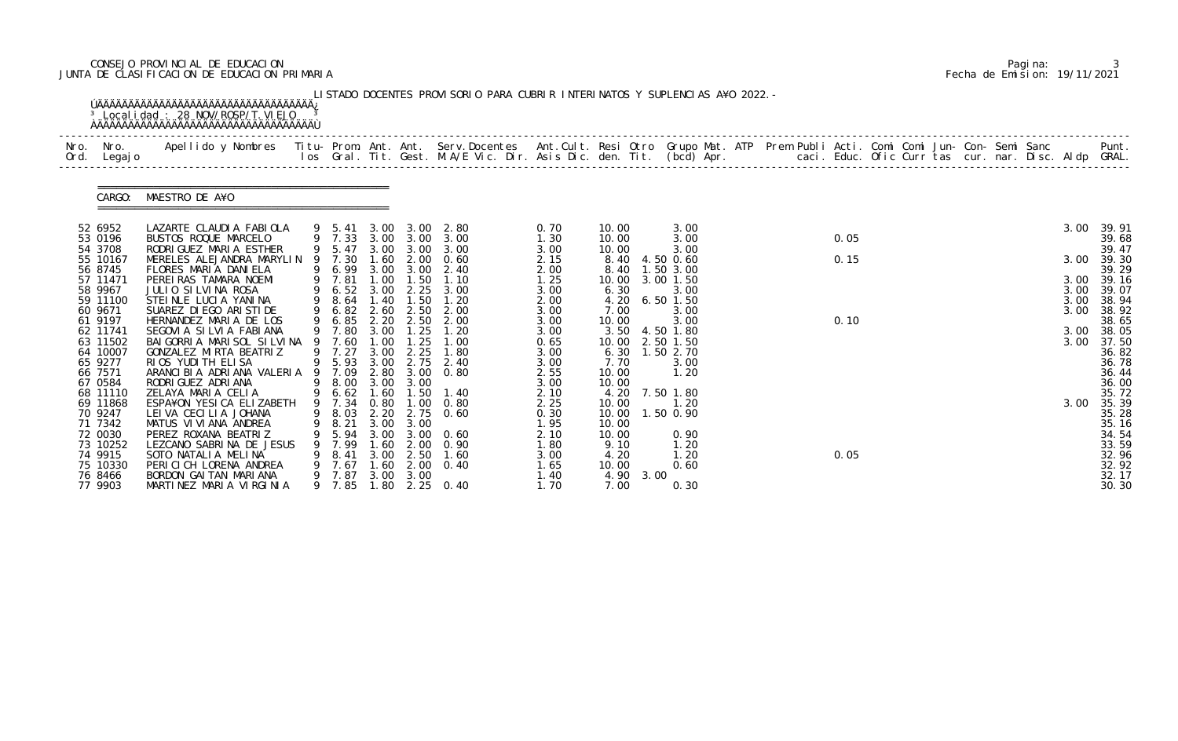CONSEJO PROVINCIAL DE EDUCACION
JUNTA DE CLASIFICACION DE EDUCACION PRIMARIA

LISTADO DOCENTES PROVISORIO PARA CUBRIR INTERINATOS Y SUPLENCIAS A¥O 2022.-

Localidad : 28 NOV/ROSP/T.VIEJO

CARGO: MAESTRO DE A¥O

| Nro. Ord. | Nro. Legajo | Apellido y Nombres | Titu-los | Prom. Gral. | Ant. Tit. | Ant. Gest. | Serv.Docentes M.A/E Vic. Dir. | Ant.Cult. Asis Dic. | Resi den. | Otro Tit. | Grupo Mat. (bcd) | ATP Apr. | Prem Publi caci. | Acti. Educ. | Comi Ofic | Comi Curr | Jun-tas | Con-cur. | Semi nar. | Sanc Disc. | Aldp | Punt. GRAL. |
|---|---|---|---|---|---|---|---|---|---|---|---|---|---|---|---|---|---|---|---|---|---|---|
| 52 | 6952 | LAZARTE CLAUDIA FABIOLA | 9 | 5.41 | 3.00 | 3.00 | 2.80 | 0.70 | 10.00 | | 3.00 | | | | | | | | | | 3.00 | 39.91 |
| 53 | 0196 | BUSTOS ROQUE MARCELO | 9 | 7.33 | 3.00 | 3.00 | 3.00 | 1.30 | 10.00 | | 3.00 | | | 0.05 | | | | | | | | 39.68 |
| 54 | 3708 | RODRIGUEZ MARIA ESTHER | 9 | 5.47 | 3.00 | 3.00 | 3.00 | 3.00 | 10.00 | | 3.00 | | | | | | | | | | | 39.47 |
| 55 | 10167 | MERELES ALEJANDRA MARYLIN | 9 | 7.30 | 1.60 | 2.00 | 0.60 | 2.15 | 8.40 | 4.50 | 0.60 | | | 0.15 | | | | | | | 3.00 | 39.30 |
| 56 | 8745 | FLORES MARIA DANIELA | 9 | 6.99 | 3.00 | 3.00 | 2.40 | 2.00 | 8.40 | 1.50 | 3.00 | | | | | | | | | | | 39.29 |
| 57 | 11471 | PEREIRAS TAMARA NOEMI | 9 | 7.81 | 1.00 | 1.50 | 1.10 | 1.25 | 10.00 | 3.00 | 1.50 | | | | | | | | | | 3.00 | 39.16 |
| 58 | 9967 | JULIO SILVINA ROSA | 9 | 6.52 | 3.00 | 2.25 | 3.00 | 3.00 | 6.30 | | 3.00 | | | | | | | | | | 3.00 | 39.07 |
| 59 | 11100 | STEINLE LUCIA YANINA | 9 | 8.64 | 1.40 | 1.50 | 1.20 | 2.00 | 4.20 | 6.50 | 1.50 | | | | | | | | | | 3.00 | 38.94 |
| 60 | 9671 | SUAREZ DIEGO ARISTIDE | 9 | 6.82 | 2.60 | 2.50 | 2.00 | 3.00 | 7.00 | | 3.00 | | | | | | | | | | 3.00 | 38.92 |
| 61 | 9197 | HERNANDEZ MARIA DE LOS | 9 | 6.85 | 2.20 | 2.50 | 2.00 | 3.00 | 10.00 | | 3.00 | | | 0.10 | | | | | | | | 38.65 |
| 62 | 11741 | SEGOVIA SILVIA FABIANA | 9 | 7.80 | 3.00 | 1.25 | 1.20 | 3.00 | 3.50 | 4.50 | 1.80 | | | | | | | | | | 3.00 | 38.05 |
| 63 | 11502 | BAIGORRIA MARISOL SILVINA | 9 | 7.60 | 1.00 | 1.25 | 1.00 | 0.65 | 10.00 | 2.50 | 1.50 | | | | | | | | | | 3.00 | 37.50 |
| 64 | 10007 | GONZALEZ MIRTA BEATRIZ | 9 | 7.27 | 3.00 | 2.25 | 1.80 | 3.00 | 6.30 | 1.50 | 2.70 | | | | | | | | | | | 36.82 |
| 65 | 9277 | RIOS YUDITH ELISA | 9 | 5.93 | 3.00 | 2.75 | 2.40 | 3.00 | 7.70 | | 3.00 | | | | | | | | | | | 36.78 |
| 66 | 7571 | ARANCIBIA ADRIANA VALERIA | 9 | 7.09 | 2.80 | 3.00 | 0.80 | 2.55 | 10.00 | | 1.20 | | | | | | | | | | | 36.44 |
| 67 | 0584 | RODRIGUEZ ADRIANA | 9 | 8.00 | 3.00 | 3.00 | | 3.00 | 10.00 | | | | | | | | | | | | | 36.00 |
| 68 | 11110 | ZELAYA MARIA CELIA | 9 | 6.62 | 1.60 | 1.50 | 1.40 | 2.10 | 4.20 | 7.50 | 1.80 | | | | | | | | | | | 35.72 |
| 69 | 11868 | ESPA¥ON YESICA ELIZABETH | 9 | 7.34 | 0.80 | 1.00 | 0.80 | 2.25 | 10.00 | | 1.20 | | | | | | | | | | 3.00 | 35.39 |
| 70 | 9247 | LEIVA CECILIA JOHANA | 9 | 8.03 | 2.20 | 2.75 | 0.60 | 0.30 | 10.00 | 1.50 | 0.90 | | | | | | | | | | | 35.28 |
| 71 | 7342 | MATUS VIVIANA ANDREA | 9 | 8.21 | 3.00 | 3.00 | | 1.95 | 10.00 | | | | | | | | | | | | | 35.16 |
| 72 | 0030 | PEREZ ROXANA BEATRIZ | 9 | 5.94 | 3.00 | 3.00 | 0.60 | 2.10 | 10.00 | | 0.90 | | | | | | | | | | | 34.54 |
| 73 | 10252 | LEZCANO SABRINA DE JESUS | 9 | 7.99 | 1.60 | 2.00 | 0.90 | 1.80 | 9.10 | | 1.20 | | | | | | | | | | | 33.59 |
| 74 | 9915 | SOTO NATALIA MELINA | 9 | 8.41 | 3.00 | 2.50 | 1.60 | 3.00 | 4.20 | | 1.20 | | | 0.05 | | | | | | | | 32.96 |
| 75 | 10330 | PERICICH LORENA ANDREA | 9 | 7.67 | 1.60 | 2.00 | 0.40 | 1.65 | 10.00 | | 0.60 | | | | | | | | | | | 32.92 |
| 76 | 8466 | BORDON GAITAN MARIANA | 9 | 7.87 | 3.00 | 3.00 | | 1.40 | 4.90 | 3.00 | | | | | | | | | | | | 32.17 |
| 77 | 9903 | MARTINEZ MARIA VIRGINIA | 9 | 7.85 | 1.80 | 2.25 | 0.40 | 1.70 | 7.00 | | 0.30 | | | | | | | | | | | 30.30 |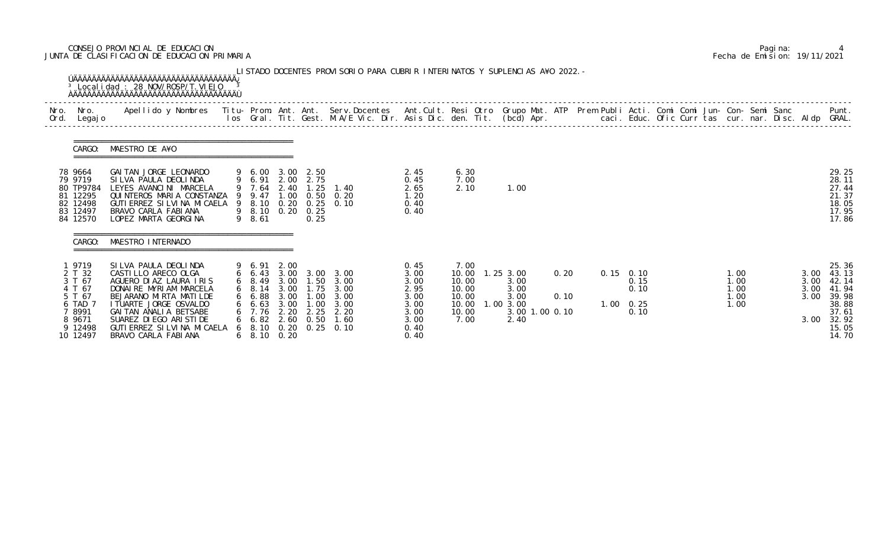CONSEJO PROVINCIAL DE EDUCACION
JUNTA DE CLASIFICACION DE EDUCACION PRIMARIA

Fecha de Emision: 19/11/2021

LISTADO DOCENTES PROVISORIO PARA CUBRIR INTERINATOS Y SUPLENCIAS A¥O 2022.-

Localidad : 28 NOV/ROSP/T.VIEJO

## CARGO: MAESTRO DE A¥O

| Nro. Ord. | Nro. Legajo | Apellido y Nombres | Titu-los | Prom. Gral. | Ant. Tit. | Ant. Gest. | Serv.Docentes M.A/E Vic. Dir. | Ant.Cult. Asis Dic. | Resi den. | Otro Tit. | Grupo Mat. (bcd) | ATP Apr. | Prem | Publi caci. | Acti. Educ. | Comi Ofic | Comi Curr | Jun- tas | Con- cur. | Semi nar. | Sanc Disc. | Aldp | Punt. GRAL. |
|---|---|---|---|---|---|---|---|---|---|---|---|---|---|---|---|---|---|---|---|---|---|---|---|
| 78 | 9664 | GAITAN JORGE LEONARDO | 9 | 6.00 | 3.00 | 2.50 | | 2.45 | 6.30 | | | | | | | | | | | | | | 29.25 |
| 79 | 9719 | SILVA PAULA DEOLINDA | 9 | 6.91 | 2.00 | 2.75 | | 0.45 | 7.00 | | | | | | | | | | | | | | 28.11 |
| 80 | TP9784 | LEYES AVANCINI MARCELA | 9 | 7.64 | 2.40 | 1.25 | 1.40 | 2.65 | 2.10 | | 1.00 | | | | | | | | | | | | 27.44 |
| 81 | 12295 | QUINTEROS MARIA CONSTANZA | 9 | 9.47 | 1.00 | 0.50 | 0.20 | 1.20 | | | | | | | | | | | | | | | 21.37 |
| 82 | 12498 | GUTIERREZ SILVINA MICAELA | 9 | 8.10 | 0.20 | 0.25 | 0.10 | 0.40 | | | | | | | | | | | | | | | 18.05 |
| 83 | 12497 | BRAVO CARLA FABIANA | 9 | 8.10 | 0.20 | 0.25 | | 0.40 | | | | | | | | | | | | | | | 17.95 |
| 84 | 12570 | LOPEZ MARTA GEORGINA | 9 | 8.61 | | 0.25 | | | | | | | | | | | | | | | | | 17.86 |

## CARGO: MAESTRO INTERNADO

| Nro. Ord. | Nro. Legajo | Apellido y Nombres | Titu-los | Prom. Gral. | Ant. Tit. | Ant. Gest. | Serv.Docentes M.A/E Vic. Dir. | Ant.Cult. Asis Dic. | Resi den. | Otro Tit. | Grupo Mat. (bcd) | ATP Apr. | Prem | Publi caci. | Acti. Educ. | Comi Ofic | Comi Curr | Jun- tas | Con- cur. | Semi nar. | Sanc Disc. | Aldp | Punt. GRAL. |
|---|---|---|---|---|---|---|---|---|---|---|---|---|---|---|---|---|---|---|---|---|---|---|---|
| 1 | 9719 | SILVA PAULA DEOLINDA | 9 | 6.91 | 2.00 | | | 0.45 | 7.00 | | | | | | | | | | | | | | 25.36 |
| 2 | T 32 | CASTILLO ARECO OLGA | 6 | 6.43 | 3.00 | 3.00 | 3.00 | 3.00 | 10.00 | 1.25 | 3.00 | 0.20 | | 0.15 | 0.10 | | | | 1.00 | | | 3.00 | 43.13 |
| 3 | T 67 | AGUERO DIAZ LAURA IRIS | 6 | 8.49 | 3.00 | 1.50 | 3.00 | 3.00 | 10.00 | | 3.00 | | | | 0.15 | | | | 1.00 | | | 3.00 | 42.14 |
| 4 | T 67 | DONAIRE MYRIAM MARCELA | 6 | 8.14 | 3.00 | 1.75 | 3.00 | 2.95 | 10.00 | | 3.00 | | | | 0.10 | | | | 1.00 | | | 3.00 | 41.94 |
| 5 | T 67 | BEJARANO MIRTA MATILDE | 6 | 6.88 | 3.00 | 1.00 | 3.00 | 3.00 | 10.00 | | 3.00 | 0.10 | | | | | | | 1.00 | | | 3.00 | 39.98 |
| 6 | TAD 7 | ITUARTE JORGE OSVALDO | 6 | 6.63 | 3.00 | 1.00 | 3.00 | 3.00 | 10.00 | 1.00 | 3.00 | | | 1.00 | 0.25 | | | | 1.00 | | | | 38.88 |
| 7 | 8991 | GAITAN ANALIA BETSABE | 6 | 7.76 | 2.20 | 2.25 | 2.20 | 3.00 | 10.00 | | 3.00 | 1.00 0.10 | | | 0.10 | | | | | | | | 37.61 |
| 8 | 9671 | SUAREZ DIEGO ARISTIDE | 6 | 6.82 | 2.60 | 0.50 | 1.60 | 3.00 | 7.00 | | 2.40 | | | | | | | | | | | 3.00 | 32.92 |
| 9 | 12498 | GUTIERREZ SILVINA MICAELA | 6 | 8.10 | 0.20 | 0.25 | 0.10 | 0.40 | | | | | | | | | | | | | | | 15.05 |
| 10 | 12497 | BRAVO CARLA FABIANA | 6 | 8.10 | 0.20 | | | 0.40 | | | | | | | | | | | | | | | 14.70 |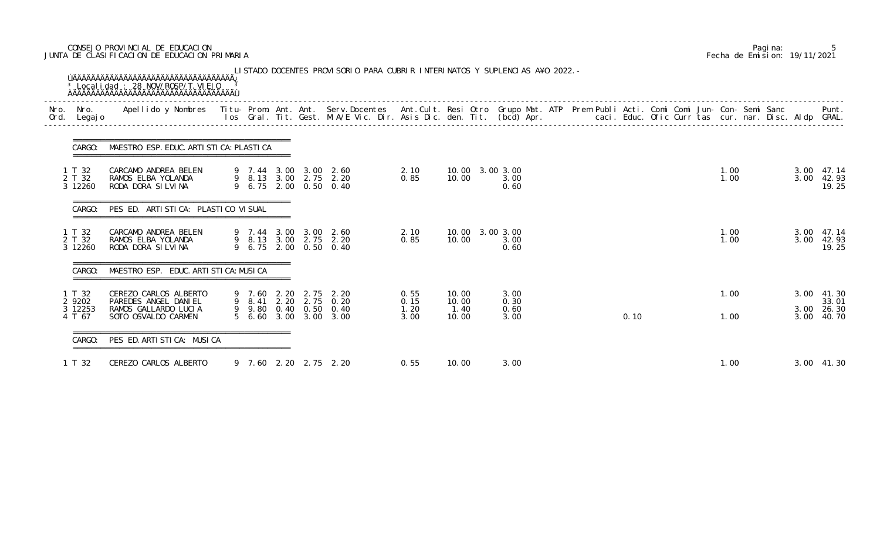CONSEJO PROVINCIAL DE EDUCACION
JUNTA DE CLASIFICACION DE EDUCACION PRIMARIA

Fecha de Emision: 19/11/2021

LISTADO DOCENTES PROVISORIO PARA CUBRIR INTERINATOS Y SUPLENCIAS A¥O 2022.-

Localidad : 28 NOV/ROSP/T.VIEJO

| Nro. Ord. | Nro. Legajo | Apellido y Nombres | Titu- los | Prom. Gral. | Ant. Tit. | Ant. Gest. | Serv.Docentes M.A/E Vic. Dir. | Ant.Cult. Asis Dic. | Resi den. | Otro Tit. | Grupo Mat. (bcd) Apr. | ATP | Prem Publi caci. | Acti. Educ. | Comi Ofic | Comi Curr | Jun- tas | Con- cur. | Semi nar. | Sanc Disc. | Aldp | Punt. GRAL. |
|---|---|---|---|---|---|---|---|---|---|---|---|---|---|---|---|---|---|---|---|---|---|---|
| **CARGO: MAESTRO ESP. EDUC. ARTISTICA: PLASTICA** | | | | | | | | | | | | | | | | | | | | | | |
| 1 | T 32 | CARCAMO ANDREA BELEN | 9 | 7.44 | 3.00 | 3.00 | 2.60 | 2.10 | 10.00 | 3.00 | 3.00 | | | | | | | 1.00 | | | 3.00 | 47.14 |
| 2 | T 32 | RAMOS ELBA YOLANDA | 9 | 8.13 | 3.00 | 2.75 | 2.20 | 0.85 | 10.00 | | 3.00 | | | | | | | 1.00 | | | 3.00 | 42.93 |
| 3 | 12260 | RODA DORA SILVINA | 9 | 6.75 | 2.00 | 0.50 | 0.40 | | | | 0.60 | | | | | | | | | | | 19.25 |
| **CARGO: PES ED. ARTISTICA: PLASTICO VISUAL** | | | | | | | | | | | | | | | | | | | | | | |
| 1 | T 32 | CARCAMO ANDREA BELEN | 9 | 7.44 | 3.00 | 3.00 | 2.60 | 2.10 | 10.00 | 3.00 | 3.00 | | | | | | | 1.00 | | | 3.00 | 47.14 |
| 2 | T 32 | RAMOS ELBA YOLANDA | 9 | 8.13 | 3.00 | 2.75 | 2.20 | 0.85 | 10.00 | | 3.00 | | | | | | | 1.00 | | | 3.00 | 42.93 |
| 3 | 12260 | RODA DORA SILVINA | 9 | 6.75 | 2.00 | 0.50 | 0.40 | | | | 0.60 | | | | | | | | | | | 19.25 |
| **CARGO: MAESTRO ESP. EDUC. ARTISTICA: MUSICA** | | | | | | | | | | | | | | | | | | | | | | |
| 1 | T 32 | CEREZO CARLOS ALBERTO | 9 | 7.60 | 2.20 | 2.75 | 2.20 | 0.55 | 10.00 | | 3.00 | | | | | | | 1.00 | | | 3.00 | 41.30 |
| 2 | 9202 | PAREDES ANGEL DANIEL | 9 | 8.41 | 2.20 | 2.75 | 0.20 | 0.15 | 10.00 | | 0.30 | | | | | | | | | | | 33.01 |
| 3 | 12253 | RAMOS GALLARDO LUCIA | 9 | 9.80 | 0.40 | 0.50 | 0.40 | 1.20 | 1.40 | | 0.60 | | | | | | | | | | 3.00 | 26.30 |
| 4 | T 67 | SOTO OSVALDO CARMEN | 5 | 6.60 | 3.00 | 3.00 | 3.00 | 3.00 | 10.00 | | 3.00 | | | 0.10 | | | | 1.00 | | | 3.00 | 40.70 |
| **CARGO: PES ED. ARTISTICA: MUSICA** | | | | | | | | | | | | | | | | | | | | | | |
| 1 | T 32 | CEREZO CARLOS ALBERTO | 9 | 7.60 | 2.20 | 2.75 | 2.20 | 0.55 | 10.00 | | 3.00 | | | | | | | 1.00 | | | 3.00 | 41.30 |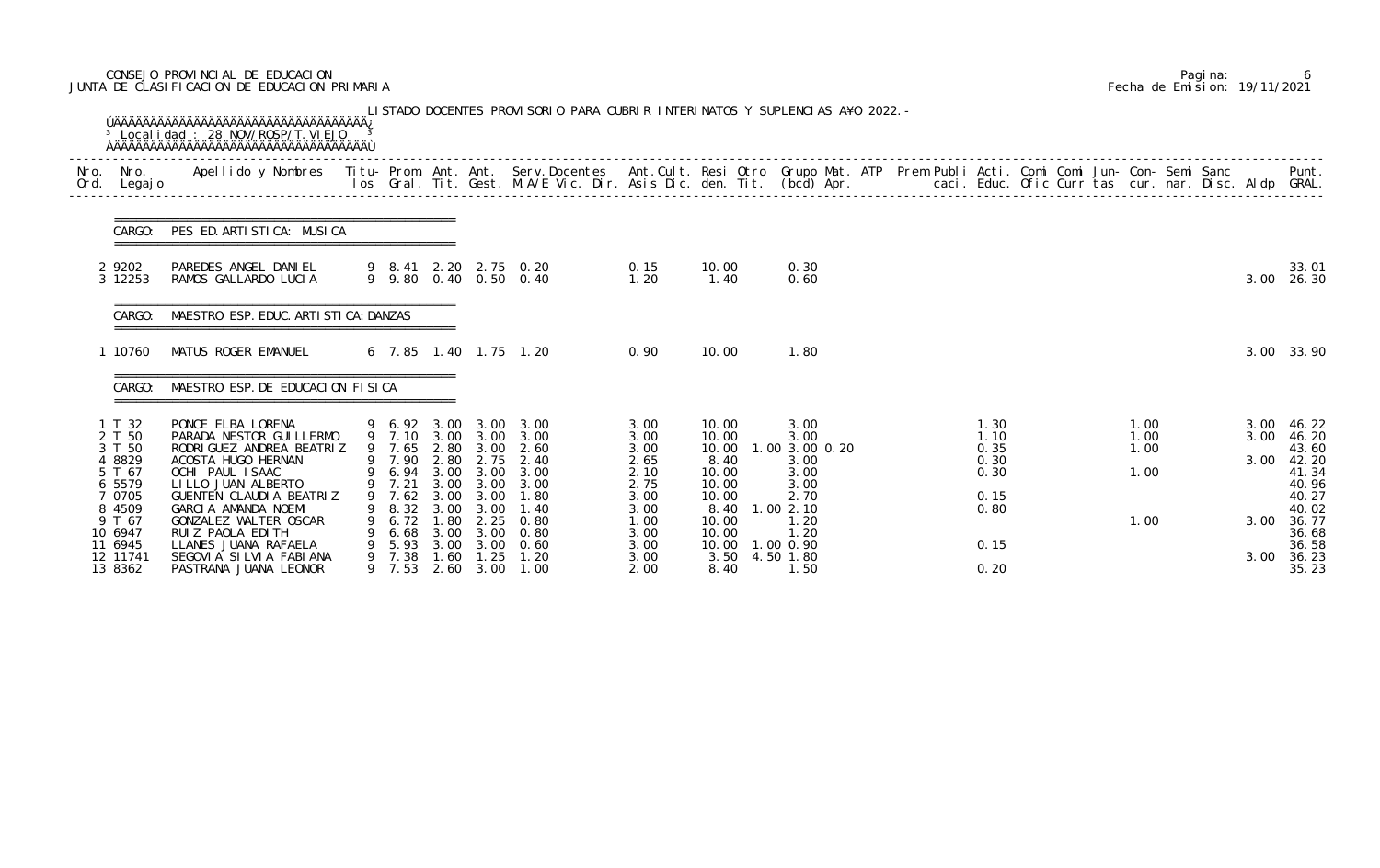CONSEJO PROVINCIAL DE EDUCACION
JUNTA DE CLASIFICACION DE EDUCACION PRIMARIA

Pagina: 6
Fecha de Emision: 19/11/2021

LISTADO DOCENTES PROVISORIO PARA CUBRIR INTERINATOS Y SUPLENCIAS AÑO 2022.-

Localidad : 28 NOV/ROSP/T.VIEJO

| Nro. Ord. | Nro. Legajo | Apellido y Nombres | Titu- los | Prom. Gral. | Ant. Tit. | Ant. Gest. | Serv.Docentes M.A/E Vic. Dir. | Ant.Cult. Asis Dic. | Resi den. | Otro Tit. | Grupo Mat. (bcd) Apr. | ATP | Prem Publi caci. | Acti. Educ. | Comi Ofic | Comi Curr | Jun- tas | Con- cur. | Semi nar. | Sanc Disc. | Aldp | Punt. GRAL. |
|---|---|---|---|---|---|---|---|---|---|---|---|---|---|---|---|---|---|---|---|---|---|---|
| **CARGO: PES ED.ARTISTICA: MUSICA** | | | | | | | | | | | | | | | | | | | | | | |
| 2 | 9202 | PAREDES ANGEL DANIEL | 9 | 8.41 | 2.20 | 2.75 | 0.20 | 0.15 | 10.00 | | 0.30 | | | | | | | | | | | 33.01 |
| 3 | 12253 | RAMOS GALLARDO LUCIA | 9 | 9.80 | 0.40 | 0.50 | 0.40 | 1.20 | 1.40 | | 0.60 | | | | | | | | | | 3.00 | 26.30 |
| **CARGO: MAESTRO ESP. EDUC. ARTISTICA: DANZAS** | | | | | | | | | | | | | | | | | | | | | | |
| 1 | 10760 | MATUS ROGER EMANUEL | 6 | 7.85 | 1.40 | 1.75 | 1.20 | 0.90 | 10.00 | | 1.80 | | | | | | | | | | 3.00 | 33.90 |
| **CARGO: MAESTRO ESP. DE EDUCACION FISICA** | | | | | | | | | | | | | | | | | | | | | | |
| 1 | T 32 | PONCE ELBA LORENA | 9 | 6.92 | 3.00 | 3.00 | 3.00 | 3.00 | 10.00 | | 3.00 | | | 1.30 | | | | 1.00 | | | 3.00 | 46.22 |
| 2 | T 50 | PARADA NESTOR GUILLERMO | 9 | 7.10 | 3.00 | 3.00 | 3.00 | 3.00 | 10.00 | | 3.00 | | | 1.10 | | | | 1.00 | | | 3.00 | 46.20 |
| 3 | T 50 | RODRIGUEZ ANDREA BEATRIZ | 9 | 7.65 | 2.80 | 3.00 | 2.60 | 3.00 | 10.00 | 1.00 | 3.00 0.20 | | | 0.35 | | | | 1.00 | | | | 43.60 |
| 4 | 8829 | ACOSTA HUGO HERNAN | 9 | 7.90 | 2.80 | 2.75 | 2.40 | 2.65 | 8.40 | | 3.00 | | | 0.30 | | | | | | | 3.00 | 42.20 |
| 5 | T 67 | OCHI PAUL ISAAC | 9 | 6.94 | 3.00 | 3.00 | 3.00 | 2.10 | 10.00 | | 3.00 | | | 0.30 | | | | 1.00 | | | | 41.34 |
| 6 | 5579 | LILLO JUAN ALBERTO | 9 | 7.21 | 3.00 | 3.00 | 3.00 | 2.75 | 10.00 | | 3.00 | | | | | | | | | | | 40.96 |
| 7 | 0705 | GUENTEN CLAUDIA BEATRIZ | 9 | 7.62 | 3.00 | 3.00 | 1.80 | 3.00 | 10.00 | | 2.70 | | | 0.15 | | | | | | | | 40.27 |
| 8 | 4509 | GARCIA AMANDA NOEMI | 9 | 8.32 | 3.00 | 3.00 | 1.40 | 3.00 | 8.40 | 1.00 | 2.10 | | | 0.80 | | | | | | | | 40.02 |
| 9 | T 67 | GONZALEZ WALTER OSCAR | 9 | 6.72 | 1.80 | 2.25 | 0.80 | 1.00 | 10.00 | | 1.20 | | | | | | | 1.00 | | | 3.00 | 36.77 |
| 10 | 6947 | RUIZ PAOLA EDITH | 9 | 6.68 | 3.00 | 3.00 | 0.80 | 3.00 | 10.00 | | 1.20 | | | | | | | | | | | 36.68 |
| 11 | 6945 | LLANES JUANA RAFAELA | 9 | 5.93 | 3.00 | 3.00 | 0.60 | 3.00 | 10.00 | 1.00 | 0.90 | | | 0.15 | | | | | | | | 36.58 |
| 12 | 11741 | SEGOVIA SILVIA FABIANA | 9 | 7.38 | 1.60 | 1.25 | 1.20 | 3.00 | 3.50 | 4.50 | 1.80 | | | | | | | | | | 3.00 | 36.23 |
| 13 | 8362 | PASTRANA JUANA LEONOR | 9 | 7.53 | 2.60 | 3.00 | 1.00 | 2.00 | 8.40 | | 1.50 | | | 0.20 | | | | | | | | 35.23 |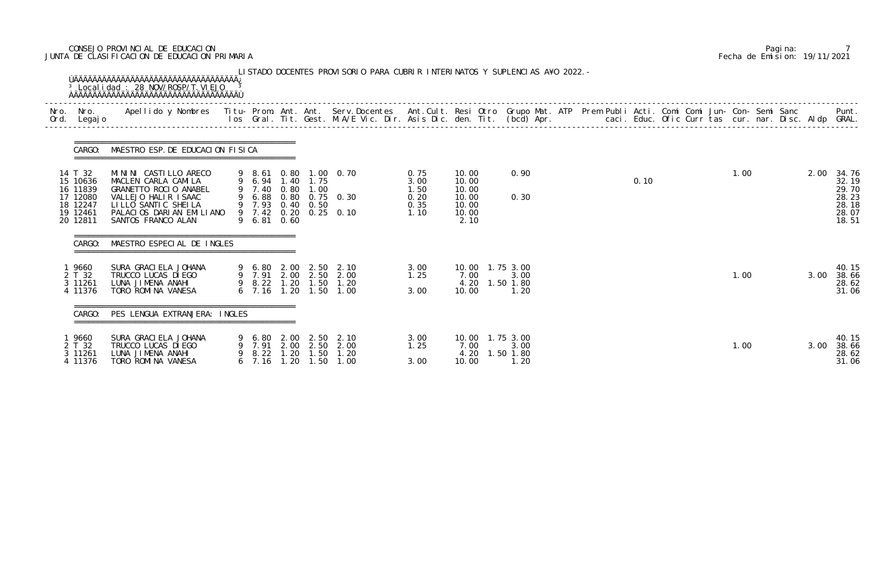CONSEJO PROVINCIAL DE EDUCACION
JUNTA DE CLASIFICACION DE EDUCACION PRIMARIA

Fecha de Emision: 19/11/2021

LISTADO DOCENTES PROVISORIO PARA CUBRIR INTERINATOS Y SUPLENCIAS A¥O 2022.-

Localidad : 28 NOV/ROSP/T.VIEJO

| Nro. Ord. | Nro. Legajo | Apellido y Nombres | Titu- los | Prom. Gral. | Ant. Tit. | Ant. Gest. | Serv.Docentes M.A/E Vic. Dir. | Ant.Cult. Asis Dic. | Resi den. | Otro Tit. | Grupo Mat. (bcd) Apr. | ATP | Prem Publi caci. | Acti. Educ. | Comi Ofic | Comi Curr | Jun- tas | Con- cur. | Semi nar. | Sanc Disc. | Aldp | Punt. GRAL. |
|---|---|---|---|---|---|---|---|---|---|---|---|---|---|---|---|---|---|---|---|---|---|---|
| **CARGO: MAESTRO ESP. DE EDUCACION FISICA** | | | | | | | | | | | | | | | | | | | | | | |
| 14 | T 32 | MININI CASTILLO ARECO | 9 | 8.61 | 0.80 | 1.00 | 0.70 | 0.75 | 10.00 | | 0.90 | | | | | | | 1.00 | | | 2.00 | 34.76 |
| 15 | 10636 | MACLEN CARLA CAMILA | 9 | 6.94 | 1.40 | 1.75 | | 3.00 | 10.00 | | | | | 0.10 | | | | | | | | 32.19 |
| 16 | 11839 | GRANETTO ROCIO ANABEL | 9 | 7.40 | 0.80 | 1.00 | | 1.50 | 10.00 | | | | | | | | | | | | | 29.70 |
| 17 | 12080 | VALLEJO HALIR ISAAC | 9 | 6.88 | 0.80 | 0.75 | 0.30 | 0.20 | 10.00 | | 0.30 | | | | | | | | | | | 28.23 |
| 18 | 12247 | LILLO SANTIC SHEILA | 9 | 7.93 | 0.40 | 0.50 | | 0.35 | 10.00 | | | | | | | | | | | | | 28.18 |
| 19 | 12461 | PALACIOS DARIAN EMILIANO | 9 | 7.42 | 0.20 | 0.25 | 0.10 | 1.10 | 10.00 | | | | | | | | | | | | | 28.07 |
| 20 | 12811 | SANTOS FRANCO ALAN | 9 | 6.81 | 0.60 | | | | 2.10 | | | | | | | | | | | | | 18.51 |
| **CARGO: MAESTRO ESPECIAL DE INGLES** | | | | | | | | | | | | | | | | | | | | | | |
| 1 | 9660 | SURA GRACIELA JOHANA | 9 | 6.80 | 2.00 | 2.50 | 2.10 | 3.00 | 10.00 | 1.75 | 3.00 | | | | | | | | | | | 40.15 |
| 2 | T 32 | TRUCCO LUCAS DIEGO | 9 | 7.91 | 2.00 | 2.50 | 2.00 | 1.25 | 7.00 | | 3.00 | | | | | | | 1.00 | | | 3.00 | 38.66 |
| 3 | 11261 | LUNA JIMENA ANAHI | 9 | 8.22 | 1.20 | 1.50 | 1.20 | | 4.20 | 1.50 | 1.80 | | | | | | | | | | | 28.62 |
| 4 | 11376 | TORO ROMINA VANESA | 6 | 7.16 | 1.20 | 1.50 | 1.00 | 3.00 | 10.00 | | 1.20 | | | | | | | | | | | 31.06 |
| **CARGO: PES LENGUA EXTRANJERA: INGLES** | | | | | | | | | | | | | | | | | | | | | | |
| 1 | 9660 | SURA GRACIELA JOHANA | 9 | 6.80 | 2.00 | 2.50 | 2.10 | 3.00 | 10.00 | 1.75 | 3.00 | | | | | | | | | | | 40.15 |
| 2 | T 32 | TRUCCO LUCAS DIEGO | 9 | 7.91 | 2.00 | 2.50 | 2.00 | 1.25 | 7.00 | | 3.00 | | | | | | | 1.00 | | | 3.00 | 38.66 |
| 3 | 11261 | LUNA JIMENA ANAHI | 9 | 8.22 | 1.20 | 1.50 | 1.20 | | 4.20 | 1.50 | 1.80 | | | | | | | | | | | 28.62 |
| 4 | 11376 | TORO ROMINA VANESA | 6 | 7.16 | 1.20 | 1.50 | 1.00 | 3.00 | 10.00 | | 1.20 | | | | | | | | | | | 31.06 |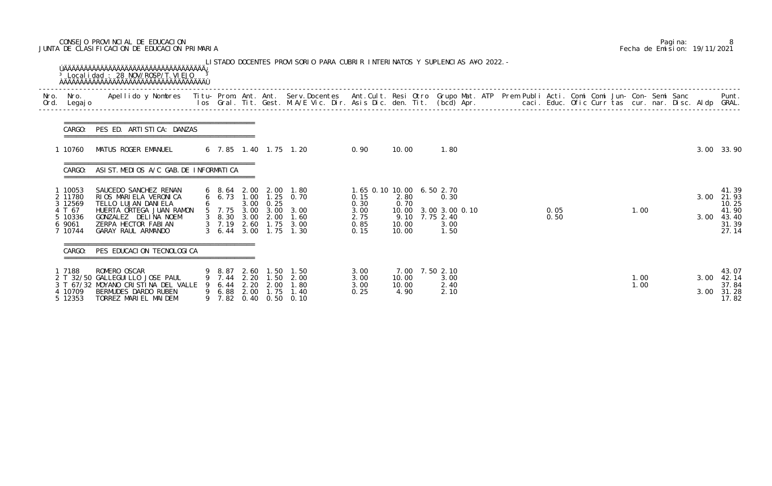CONSEJO PROVINCIAL DE EDUCACION
JUNTA DE CLASIFICACION DE EDUCACION PRIMARIA

LISTADO DOCENTES PROVISORIO PARA CUBRIR INTERINATOS Y SUPLENCIAS AÑO 2022.-

Localidad : 28 NOV/ROSP/T.VIEJO

| Nro. Ord. | Nro. Legajo | Apellido y Nombres | Titu-los | Prom. Gral. | Ant. Tit. | Ant. Gest. | Serv.Docentes M.A/E Vic. Dir. | Ant.Cult. Asis Dic. | Resi den. | Otro Tit. | Grupo Mat. (bcd) | ATP Apr. | Prem | Publi caci. | Acti. Educ. | Comi Ofic | Comi Curr | Jun-tas | Con-cur. | Semi nar. | Sanc Disc. | Aldp | Punt. GRAL. |
|---|---|---|---|---|---|---|---|---|---|---|---|---|---|---|---|---|---|---|---|---|---|---|---|
| **CARGO: PES ED. ARTISTICA: DANZAS** | | | | | | | | | | | | | | | | | | | | | | | |
| 1 | 10760 | MATUS ROGER EMANUEL | 6 | 7.85 | 1.40 | 1.75 | 1.20 | 0.90 | 10.00 | | 1.80 | | | | | | | | | | | 3.00 | 33.90 |
| **CARGO: ASIST.MEDIOS A/C GAB.DE INFORMATICA** | | | | | | | | | | | | | | | | | | | | | | | |
| 1 | 10053 | SAUCEDO SANCHEZ RENAN | 6 | 8.64 | 2.00 | 2.00 | 1.80 | 1.65 0.10 | 10.00 | 6.50 | 2.70 | | | | | | | | | | | | 41.39 |
| 2 | 11780 | RIOS MARIELA VERONICA | 6 | 6.73 | 1.00 | 1.25 | 0.70 | 0.15 | 2.80 | | 0.30 | | | | | | | | | | | 3.00 | 21.93 |
| 3 | 12569 | TELLO LUJAN DANIELA | 6 | | 3.00 | 0.25 | | 0.30 | 0.70 | | | | | | | | | | | | | | 10.25 |
| 4 | T 67 | HUERTA ORTEGA JUAN RAMON | 5 | 7.75 | 3.00 | 3.00 | 3.00 | 3.00 | 10.00 | 3.00 | 3.00 | 0.10 | | | 0.05 | | | | 1.00 | | | | 41.90 |
| 5 | 10336 | GONZALEZ DELINA NOEM | 3 | 8.30 | 3.00 | 2.00 | 1.60 | 2.75 | 9.10 | 7.75 | 2.40 | | | | 0.50 | | | | | | | 3.00 | 43.40 |
| 6 | 9061 | ZERPA HECTOR FABIAN | 3 | 7.19 | 2.60 | 1.75 | 3.00 | 0.85 | 10.00 | | 3.00 | | | | | | | | | | | | 31.39 |
| 7 | 10744 | GARAY RAUL ARMANDO | 3 | 6.44 | 3.00 | 1.75 | 1.30 | 0.15 | 10.00 | | 1.50 | | | | | | | | | | | | 27.14 |
| **CARGO: PES EDUCACION TECNOLOGICA** | | | | | | | | | | | | | | | | | | | | | | | |
| 1 | 7188 | ROMERO OSCAR | 9 | 8.87 | 2.60 | 1.50 | 1.50 | 3.00 | 7.00 | 7.50 | 2.10 | | | | | | | | | | | | 43.07 |
| 2 | T 32/50 | GALLEGUILLO JOSE PAUL | 9 | 7.44 | 2.20 | 1.50 | 2.00 | 3.00 | 10.00 | | 3.00 | | | | | | | | 1.00 | | | 3.00 | 42.14 |
| 3 | T 67/32 | MOYANO CRISTINA DEL VALLE | 9 | 6.44 | 2.20 | 2.00 | 1.80 | 3.00 | 10.00 | | 2.40 | | | | | | | | 1.00 | | | | 37.84 |
| 4 | 10709 | BERMUDES DARDO RUBEN | 9 | 6.88 | 2.00 | 1.75 | 1.40 | 0.25 | 4.90 | | 2.10 | | | | | | | | | | | 3.00 | 31.28 |
| 5 | 12353 | TORREZ MARIEL MAIDEM | 9 | 7.82 | 0.40 | 0.50 | 0.10 | | | | | | | | | | | | | | | | 17.82 |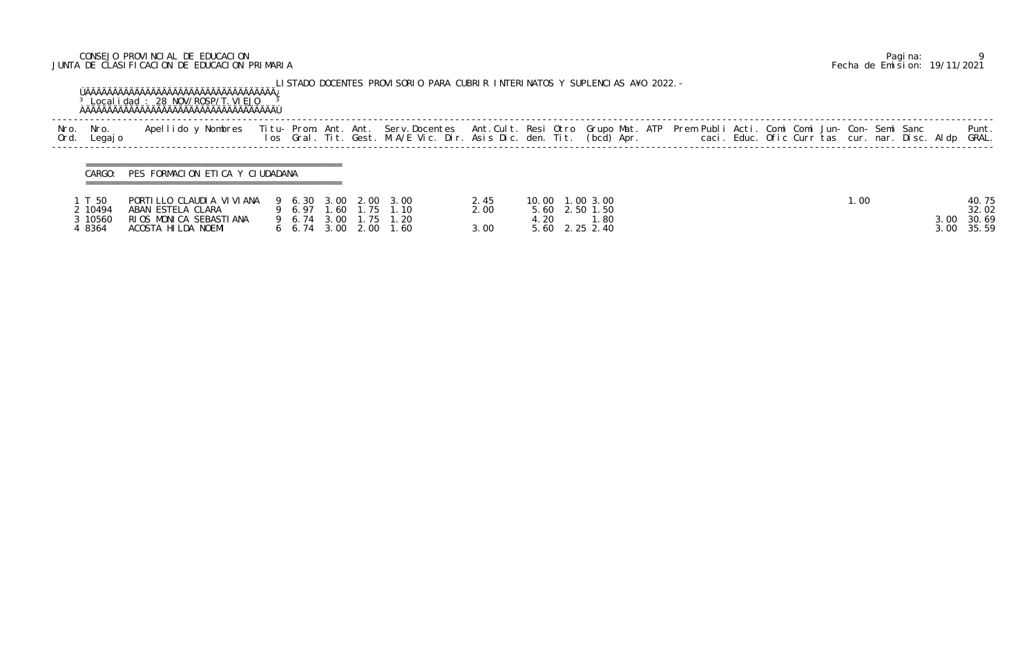CONSEJO PROVINCIAL DE EDUCACION
JUNTA DE CLASIFICACION DE EDUCACION PRIMARIA

Fecha de Emision: 19/11/2021

LISTADO DOCENTES PROVISORIO PARA CUBRIR INTERINATOS Y SUPLENCIAS A¥O 2022.-

Localidad : 28 NOV/ROSP/T.VIEJO

CARGO: PES FORMACION ETICA Y CIUDADANA

| Nro. Ord. | Nro. Legajo | Apellido y Nombres | Titu-los | Prom. Gral. | Ant. Tit. | Ant. Gest. | Serv.Docentes M.A/E Vic. Dir. | Ant.Cult. Asis Dic. | Resi den. | Otro Tit. | Grupo Mat. (bcd) | ATP Apr. | Prem | Publi caci. | Acti. Educ. | Comi Ofic | Comi Curr | Jun-tas | Con-cur. | Semi nar. | Sanc Disc. | Aldp | Punt. GRAL. |
|---|---|---|---|---|---|---|---|---|---|---|---|---|---|---|---|---|---|---|---|---|---|---|---|
| 1 | T 50 | PORTILLO CLAUDIA VIVIANA | 9 | 6.30 | 3.00 | 2.00 | 3.00 | 2.45 | 10.00 | 1.00 | 3.00 | | | | | | | | 1.00 | | | | 40.75 |
| 2 | 10494 | ABAN ESTELA CLARA | 9 | 6.97 | 1.60 | 1.75 | 1.10 | 2.00 | 5.60 | 2.50 | 1.50 | | | | | | | | | | | | 32.02 |
| 3 | 10560 | RIOS MONICA SEBASTIANA | 9 | 6.74 | 3.00 | 1.75 | 1.20 | | 4.20 | | 1.80 | | | | | | | | | | | 3.00 | 30.69 |
| 4 | 8364 | ACOSTA HILDA NOEMI | 6 | 6.74 | 3.00 | 2.00 | 1.60 | 3.00 | 5.60 | 2.25 | 2.40 | | | | | | | | | | | 3.00 | 35.59 |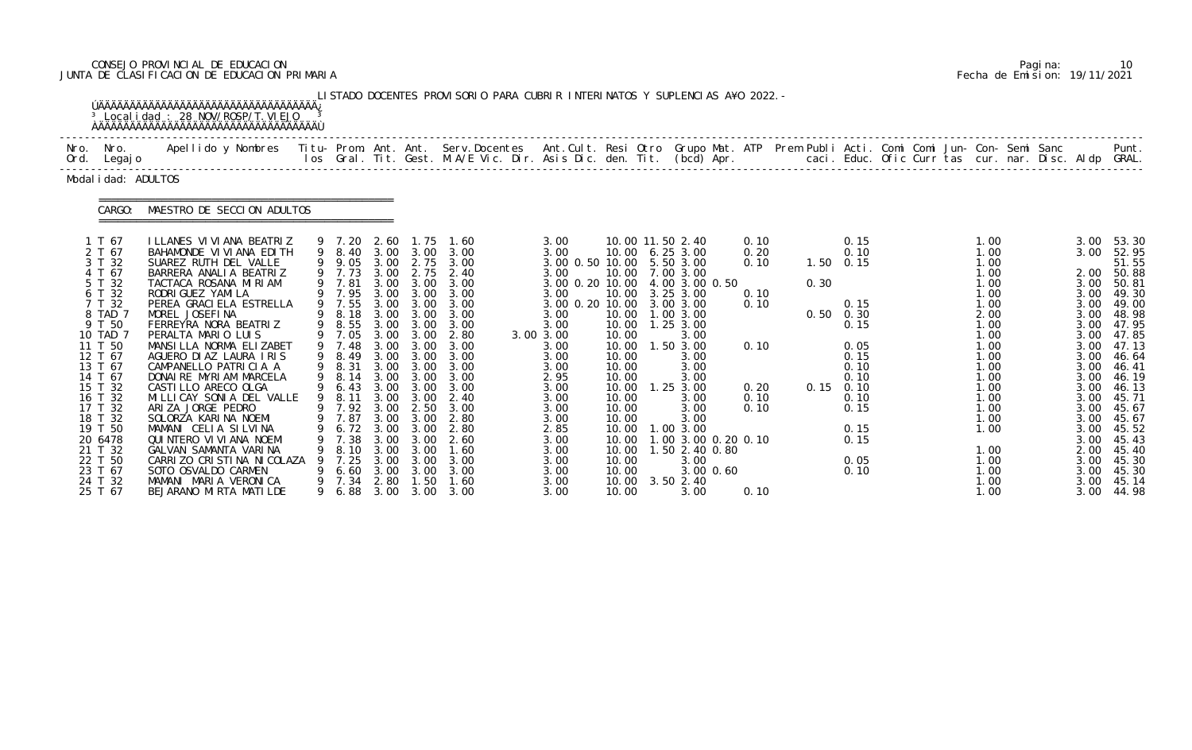CONSEJO PROVINCIAL DE EDUCACION
JUNTA DE CLASIFICACION DE EDUCACION PRIMARIA

Pagina: 10
Fecha de Emision: 19/11/2021

LISTADO DOCENTES PROVISORIO PARA CUBRIR INTERINATOS Y SUPLENCIAS AÑO 2022.-

Localidad : 28 NOV/ROSP/T.VIEJO

Modalidad: ADULTOS

CARGO: MAESTRO DE SECCION ADULTOS

| Nro. Ord. | Nro. Legajo | Apellido y Nombres | Titu- los | Prom. Gral. | Ant. Tit. | Ant. Gest. | Serv.Docentes M.A/E Vic. Dir. | Ant.Cult. Asis Dic. | Resi den. | Otro Tit. | Grupo Mat. (bcd) | ATP Apr. | Prem Publi caci. | Acti. Educ. | Comi Ofic | Comi Curr | Jun- tas | Con- cur. | Semi nar. | Sanc Disc. | Aldp | Punt. GRAL. |
|---|---|---|---|---|---|---|---|---|---|---|---|---|---|---|---|---|---|---|---|---|---|---|
| 1 | T 67 | ILLANES VIVIANA BEATRIZ | 9 | 7.20 | 2.60 | 1.75 | 1.60 | 3.00 | 10.00 | 11.50 | 2.40 | 0.10 | | 0.15 | | | | 1.00 | | | 3.00 | 53.30 |
| 2 | T 67 | BAHAMONDE VIVIANA EDITH | 9 | 8.40 | 3.00 | 3.00 | 3.00 | 3.00 | 10.00 | 6.25 | 3.00 | 0.20 | | 0.10 | | | | 1.00 | | | 3.00 | 52.95 |
| 3 | T 32 | SUAREZ RUTH DEL VALLE | 9 | 9.05 | 3.00 | 2.75 | 3.00 | 3.00 0.50 | 10.00 | 5.50 | 3.00 | 0.10 | 1.50 | 0.15 | | | | 1.00 | | | | 51.55 |
| 4 | T 67 | BARRERA ANALIA BEATRIZ | 9 | 7.73 | 3.00 | 2.75 | 2.40 | 3.00 | 10.00 | 7.00 | 3.00 | | | | | | | 1.00 | | | 2.00 | 50.88 |
| 5 | T 32 | TACTACA ROSANA MIRIAM | 9 | 7.81 | 3.00 | 3.00 | 3.00 | 3.00 0.20 | 10.00 | 4.00 | 3.00 0.50 | | 0.30 | | | | | 1.00 | | | 3.00 | 50.81 |
| 6 | T 32 | RODRIGUEZ YAMILA | 9 | 7.95 | 3.00 | 3.00 | 3.00 | 3.00 | 10.00 | 3.25 | 3.00 | 0.10 | | | | | | 1.00 | | | 3.00 | 49.30 |
| 7 | T 32 | PEREA GRACIELA ESTRELLA | 9 | 7.55 | 3.00 | 3.00 | 3.00 | 3.00 0.20 | 10.00 | 3.00 | 3.00 | 0.10 | | 0.15 | | | | 1.00 | | | 3.00 | 49.00 |
| 8 | TAD 7 | MOREL JOSEFINA | 9 | 8.18 | 3.00 | 3.00 | 3.00 | 3.00 | 10.00 | 1.00 | 3.00 | | 0.50 | 0.30 | | | | 2.00 | | | 3.00 | 48.98 |
| 9 | T 50 | FERREYRA NORA BEATRIZ | 9 | 8.55 | 3.00 | 3.00 | 3.00 | 3.00 | 10.00 | 1.25 | 3.00 | | | 0.15 | | | | 1.00 | | | 3.00 | 47.95 |
| 10 | TAD 7 | PERALTA MARIO LUIS | 9 | 7.05 | 3.00 | 3.00 | 2.80 | 3.00 3.00 | 10.00 | | 3.00 | | | | | | | 1.00 | | | 3.00 | 47.85 |
| 11 | T 50 | MANSILLA NORMA ELIZABET | 9 | 7.48 | 3.00 | 3.00 | 3.00 | 3.00 | 10.00 | 1.50 | 3.00 | 0.10 | | 0.05 | | | | 1.00 | | | 3.00 | 47.13 |
| 12 | T 67 | AGUERO DIAZ LAURA IRIS | 9 | 8.49 | 3.00 | 3.00 | 3.00 | 3.00 | 10.00 | | 3.00 | | | 0.15 | | | | 1.00 | | | 3.00 | 46.64 |
| 13 | T 67 | CAMPANELLO PATRICIA A | 9 | 8.31 | 3.00 | 3.00 | 3.00 | 3.00 | 10.00 | | 3.00 | | | 0.10 | | | | 1.00 | | | 3.00 | 46.41 |
| 14 | T 67 | DONAIRE MYRIAM MARCELA | 9 | 8.14 | 3.00 | 3.00 | 3.00 | 2.95 | 10.00 | | 3.00 | | | 0.10 | | | | 1.00 | | | 3.00 | 46.19 |
| 15 | T 32 | CASTILLO ARECO OLGA | 9 | 6.43 | 3.00 | 3.00 | 3.00 | 3.00 | 10.00 | 1.25 | 3.00 | 0.20 | 0.15 | 0.10 | | | | 1.00 | | | 3.00 | 46.13 |
| 16 | T 32 | MILLICAY SONIA DEL VALLE | 9 | 8.11 | 3.00 | 3.00 | 2.40 | 3.00 | 10.00 | | 3.00 | 0.10 | | 0.10 | | | | 1.00 | | | 3.00 | 45.71 |
| 17 | T 32 | ARIZA JORGE PEDRO | 9 | 7.92 | 3.00 | 2.50 | 3.00 | 3.00 | 10.00 | | 3.00 | 0.10 | | 0.15 | | | | 1.00 | | | 3.00 | 45.67 |
| 18 | T 32 | SOLORZA KARINA NOEMI | 9 | 7.87 | 3.00 | 3.00 | 2.80 | 3.00 | 10.00 | | 3.00 | | | | | | | 1.00 | | | 3.00 | 45.67 |
| 19 | T 50 | MAMANI CELIA SILVINA | 9 | 6.72 | 3.00 | 3.00 | 2.80 | 2.85 | 10.00 | 1.00 | 3.00 | | | 0.15 | | | | 1.00 | | | 3.00 | 45.52 |
| 20 | 6478 | QUINTERO VIVIANA NOEMI | 9 | 7.38 | 3.00 | 3.00 | 2.60 | 3.00 | 10.00 | 1.00 | 3.00 0.20 | 0.10 | | 0.15 | | | | | | | 3.00 | 45.43 |
| 21 | T 32 | GALVAN SAMANTA VARINA | 9 | 8.10 | 3.00 | 3.00 | 1.60 | 3.00 | 10.00 | 1.50 | 2.40 0.80 | | | | | | | 1.00 | | | 2.00 | 45.40 |
| 22 | T 50 | CARRIZO CRISTINA NICOLAZA | 9 | 7.25 | 3.00 | 3.00 | 3.00 | 3.00 | 10.00 | | 3.00 | | | 0.05 | | | | 1.00 | | | 3.00 | 45.30 |
| 23 | T 67 | SOTO OSVALDO CARMEN | 9 | 6.60 | 3.00 | 3.00 | 3.00 | 3.00 | 10.00 | | 3.00 0.60 | | | 0.10 | | | | 1.00 | | | 3.00 | 45.30 |
| 24 | T 32 | MAMANI MARIA VERONICA | 9 | 7.34 | 2.80 | 1.50 | 1.60 | 3.00 | 10.00 | 3.50 | 2.40 | | | | | | | 1.00 | | | 3.00 | 45.14 |
| 25 | T 67 | BEJARANO MIRTA MATILDE | 9 | 6.88 | 3.00 | 3.00 | 3.00 | 3.00 | 10.00 | | 3.00 | 0.10 | | | | | | 1.00 | | | 3.00 | 44.98 |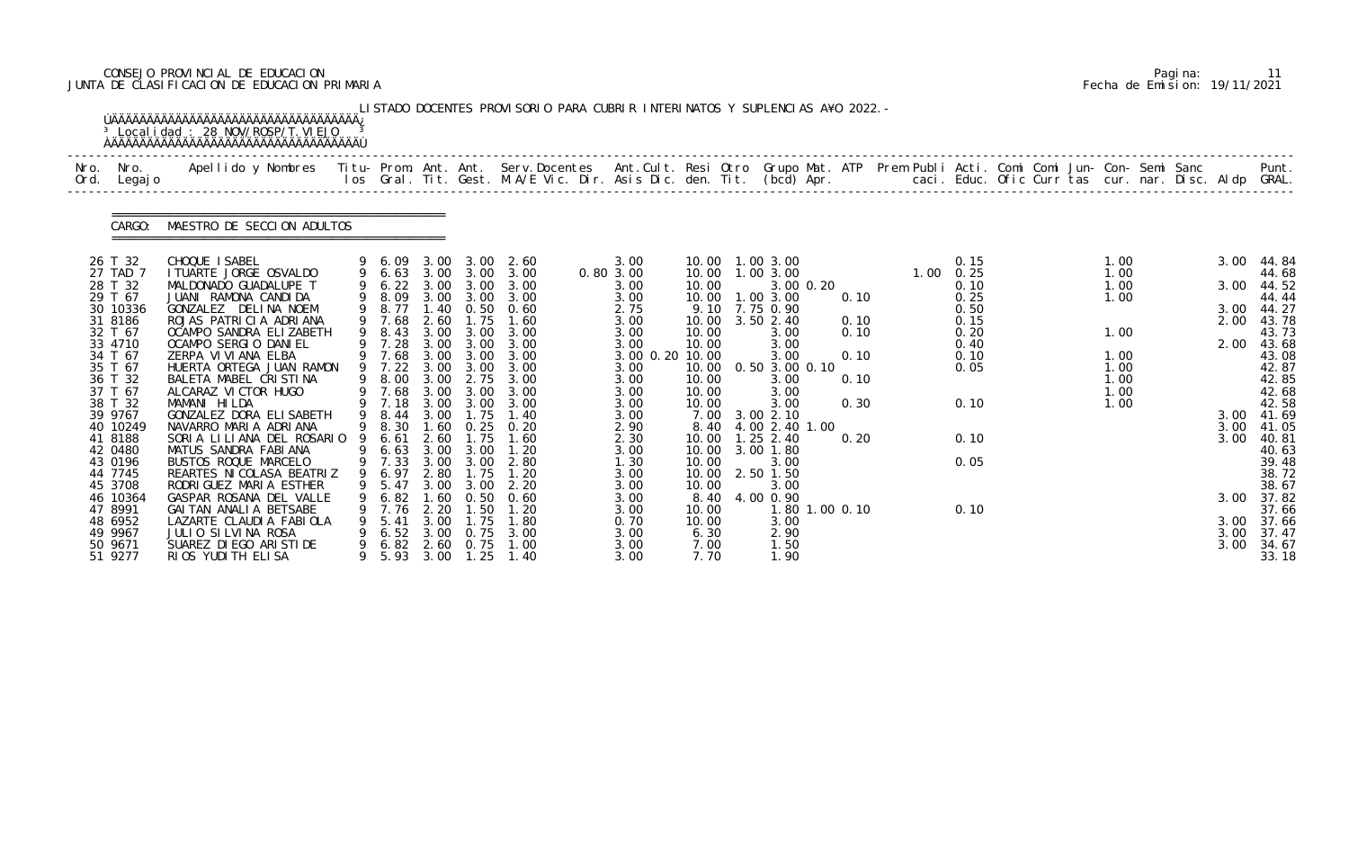CONSEJO PROVINCIAL DE EDUCACION
JUNTA DE CLASIFICACION DE EDUCACION PRIMARIA

LISTADO DOCENTES PROVISORIO PARA CUBRIR INTERINATOS Y SUPLENCIAS A¥O 2022.-

Localidad : 28 NOV/ROSP/T.VIEJO

CARGO: MAESTRO DE SECCION ADULTOS

| Nro. Ord. | Nro. Legajo | Apellido y Nombres | Titu- los | Prom. Gral. | Ant. Tit. | Ant. Gest. | Serv.Docentes M.A/E Vic. Dir. | Ant.Cult. Asis Dic. | Resi den. | Otro Tit. | Grupo Mat. (bcd) | ATP Apr. | Prem Publi caci. | Acti. Educ. | Comi Ofic | Comi Curr | Jun- tas | Con- cur. | Semi nar. | Sanc Disc. | Aldp | Punt. GRAL. |
|---|---|---|---|---|---|---|---|---|---|---|---|---|---|---|---|---|---|---|---|---|---|---|
| 26 | T 32 | CHOQUE ISABEL | 9 | 6.09 | 3.00 | 3.00 | 2.60 | 3.00 | 10.00 | 1.00 | 3.00 | | | 0.15 | | | 1.00 | | | | 3.00 | 44.84 |
| 27 | TAD 7 | ITUARTE JORGE OSVALDO | 9 | 6.63 | 3.00 | 3.00 | 3.00 | 0.80 3.00 | 10.00 | 1.00 | 3.00 | | 1.00 | 0.25 | | | 1.00 | | | | | 44.68 |
| 28 | T 32 | MALDONADO GUADALUPE T | 9 | 6.22 | 3.00 | 3.00 | 3.00 | 3.00 | 10.00 | | 3.00 0.20 | | | 0.10 | | | 1.00 | | | | 3.00 | 44.52 |
| 29 | T 67 | JUANI RAMONA CANDIDA | 9 | 8.09 | 3.00 | 3.00 | 3.00 | 3.00 | 10.00 | 1.00 | 3.00 | 0.10 | | 0.25 | | | 1.00 | | | | | 44.44 |
| 30 | 10336 | GONZALEZ DELINA NOEM | 9 | 8.77 | 1.40 | 0.50 | 0.60 | 2.75 | 9.10 | 7.75 | 0.90 | | | 0.50 | | | | | | | 3.00 | 44.27 |
| 31 | 8186 | ROJAS PATRICIA ADRIANA | 9 | 7.68 | 2.60 | 1.75 | 1.60 | 3.00 | 10.00 | 3.50 | 2.40 | 0.10 | | 0.15 | | | | | | | 2.00 | 43.78 |
| 32 | T 67 | OCAMPO SANDRA ELIZABETH | 9 | 8.43 | 3.00 | 3.00 | 3.00 | 3.00 | 10.00 | | 3.00 | 0.10 | | 0.20 | | | 1.00 | | | | | 43.73 |
| 33 | 4710 | OCAMPO SERGIO DANIEL | 9 | 7.28 | 3.00 | 3.00 | 3.00 | 3.00 | 10.00 | | 3.00 | | | 0.40 | | | | | | | 2.00 | 43.68 |
| 34 | T 67 | ZERPA VIVIANA ELBA | 9 | 7.68 | 3.00 | 3.00 | 3.00 | 3.00 0.20 | 10.00 | | 3.00 | 0.10 | | 0.10 | | | 1.00 | | | | | 43.08 |
| 35 | T 67 | HUERTA ORTEGA JUAN RAMON | 9 | 7.22 | 3.00 | 3.00 | 3.00 | 3.00 | 10.00 | 0.50 | 3.00 0.10 | | | 0.05 | | | 1.00 | | | | | 42.87 |
| 36 | T 32 | BALETA MABEL CRISTINA | 9 | 8.00 | 3.00 | 2.75 | 3.00 | 3.00 | 10.00 | | 3.00 | 0.10 | | | | | 1.00 | | | | | 42.85 |
| 37 | T 67 | ALCARAZ VICTOR HUGO | 9 | 7.68 | 3.00 | 3.00 | 3.00 | 3.00 | 10.00 | | 3.00 | | | | | | 1.00 | | | | | 42.68 |
| 38 | T 32 | MAMANI HILDA | 9 | 7.18 | 3.00 | 3.00 | 3.00 | 3.00 | 10.00 | | 3.00 | 0.30 | | 0.10 | | | 1.00 | | | | | 42.58 |
| 39 | 9767 | GONZALEZ DORA ELISABETH | 9 | 8.44 | 3.00 | 1.75 | 1.40 | 3.00 | 7.00 | 3.00 | 2.10 | | | | | | | | | | 3.00 | 41.69 |
| 40 | 10249 | NAVARRO MARIA ADRIANA | 9 | 8.30 | 1.60 | 0.25 | 0.20 | 2.90 | 8.40 | 4.00 | 2.40 1.00 | | | | | | | | | | 3.00 | 41.05 |
| 41 | 8188 | SORIA LILIANA DEL ROSARIO | 9 | 6.61 | 2.60 | 1.75 | 1.60 | 2.30 | 10.00 | 1.25 | 2.40 | 0.20 | | 0.10 | | | | | | | 3.00 | 40.81 |
| 42 | 0480 | MATUS SANDRA FABIANA | 9 | 6.63 | 3.00 | 3.00 | 1.20 | 3.00 | 10.00 | 3.00 | 1.80 | | | | | | | | | | | 40.63 |
| 43 | 0196 | BUSTOS ROQUE MARCELO | 9 | 7.33 | 3.00 | 3.00 | 2.80 | 1.30 | 10.00 | | 3.00 | | | 0.05 | | | | | | | | 39.48 |
| 44 | 7745 | REARTES NICOLASA BEATRIZ | 9 | 6.97 | 2.80 | 1.75 | 1.20 | 3.00 | 10.00 | 2.50 | 1.50 | | | | | | | | | | | 38.72 |
| 45 | 3708 | RODRIGUEZ MARIA ESTHER | 9 | 5.47 | 3.00 | 3.00 | 2.20 | 3.00 | 10.00 | | 3.00 | | | | | | | | | | | 38.67 |
| 46 | 10364 | GASPAR ROSANA DEL VALLE | 9 | 6.82 | 1.60 | 0.50 | 0.60 | 3.00 | 8.40 | 4.00 | 0.90 | | | | | | | | | | 3.00 | 37.82 |
| 47 | 8991 | GAITAN ANALIA BETSABE | 9 | 7.76 | 2.20 | 1.50 | 1.20 | 3.00 | 10.00 | | 1.80 1.00 | 0.10 | | 0.10 | | | | | | | | 37.66 |
| 48 | 6952 | LAZARTE CLAUDIA FABIOLA | 9 | 5.41 | 3.00 | 1.75 | 1.80 | 0.70 | 10.00 | | 3.00 | | | | | | | | | | 3.00 | 37.66 |
| 49 | 9967 | JULIO SILVINA ROSA | 9 | 6.52 | 3.00 | 0.75 | 3.00 | 3.00 | 6.30 | | 2.90 | | | | | | | | | | 3.00 | 37.47 |
| 50 | 9671 | SUAREZ DIEGO ARISTIDE | 9 | 6.82 | 2.60 | 0.75 | 1.00 | 3.00 | 7.00 | | 1.50 | | | | | | | | | | 3.00 | 34.67 |
| 51 | 9277 | RIOS YUDITH ELISA | 9 | 5.93 | 3.00 | 1.25 | 1.40 | 3.00 | 7.70 | | 1.90 | | | | | | | | | | | 33.18 |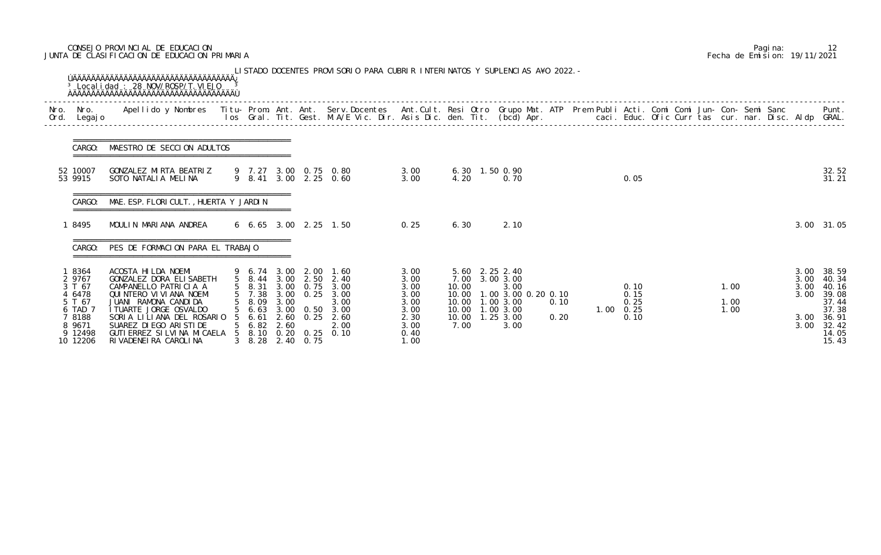CONSEJO PROVINCIAL DE EDUCACION
JUNTA DE CLASIFICACION DE EDUCACION PRIMARIA

Pagina: 12
Fecha de Emision: 19/11/2021

LISTADO DOCENTES PROVISORIO PARA CUBRIR INTERINATOS Y SUPLENCIAS A¥O 2022.-

Localidad : 28 NOV/ROSP/T.VIEJO

| Nro. Ord. | Nro. Legajo | Apellido y Nombres | Titu-los | Prom. Gral. | Ant. Tit. | Ant. Gest. | Serv.Docentes M.A/E Vic. Dir. | Ant.Cult. Asis Dic. | Resi den. | Otro Tit. | Grupo Mat. (bcd) | ATP Apr. | Prem Publi caci. | Acti. Educ. | Comi Ofic | Comi Curr | Jun-tas | Con-cur. | Semi nar. | Sanc Disc. | Aldp | Punt. GRAL. |
|---|---|---|---|---|---|---|---|---|---|---|---|---|---|---|---|---|---|---|---|---|---|---|
| **CARGO: MAESTRO DE SECCION ADULTOS** | | | | | | | | | | | | | | | | | | | | | | |
| 52 | 10007 | GONZALEZ MIRTA BEATRIZ | 9 | 7.27 | 3.00 | 0.75 | 0.80 | 3.00 | 6.30 | 1.50 | 0.90 | | | | | | | | | | | 32.52 |
| 53 | 9915 | SOTO NATALIA MELINA | 9 | 8.41 | 3.00 | 2.25 | 0.60 | 3.00 | 4.20 | | 0.70 | | | 0.05 | | | | | | | | 31.21 |
| **CARGO: MAE.ESP.FLORICULT.,HUERTA Y JARDIN** | | | | | | | | | | | | | | | | | | | | | | |
| 1 | 8495 | MOULIN MARIANA ANDREA | 6 | 6.65 | 3.00 | 2.25 | 1.50 | 0.25 | 6.30 | | 2.10 | | | | | | | | | | 3.00 | 31.05 |
| **CARGO: PES DE FORMACION PARA EL TRABAJO** | | | | | | | | | | | | | | | | | | | | | | |
| 1 | 8364 | ACOSTA HILDA NOEMI | 9 | 6.74 | 3.00 | 2.00 | 1.60 | 3.00 | 5.60 | 2.25 | 2.40 | | | | | | | | | | 3.00 | 38.59 |
| 2 | 9767 | GONZALEZ DORA ELISABETH | 5 | 8.44 | 3.00 | 2.50 | 2.40 | 3.00 | 7.00 | 3.00 | 3.00 | | | | | | | | | | 3.00 | 40.34 |
| 3 | T 67 | CAMPANELLO PATRICIA A | 5 | 8.31 | 3.00 | 0.75 | 3.00 | 3.00 | 10.00 | | 3.00 | | | 0.10 | | | | 1.00 | | | 3.00 | 40.16 |
| 4 | 6478 | QUINTERO VIVIANA NOEMI | 5 | 7.38 | 3.00 | 0.25 | 3.00 | 3.00 | 10.00 | 1.00 | 3.00 0.20 | 0.10 | | 0.15 | | | | | | | 3.00 | 39.08 |
| 5 | T 67 | JUANI RAMONA CANDIDA | 5 | 8.09 | 3.00 | | 3.00 | 3.00 | 10.00 | 1.00 | 3.00 | 0.10 | | 0.25 | | | | 1.00 | | | | 37.44 |
| 6 | TAD 7 | ITUARTE JORGE OSVALDO | 5 | 6.63 | 3.00 | 0.50 | 3.00 | 3.00 | 10.00 | 1.00 | 3.00 | | 1.00 | 0.25 | | | | 1.00 | | | | 37.38 |
| 7 | 8188 | SORIA LILIANA DEL ROSARIO | 5 | 6.61 | 2.60 | 0.25 | 2.60 | 2.30 | 10.00 | 1.25 | 3.00 | 0.20 | | 0.10 | | | | | | | 3.00 | 36.91 |
| 8 | 9671 | SUAREZ DIEGO ARISTIDE | 5 | 6.82 | 2.60 | | 2.00 | 3.00 | 7.00 | | 3.00 | | | | | | | | | | 3.00 | 32.42 |
| 9 | 12498 | GUTIERREZ SILVINA MICAELA | 5 | 8.10 | 0.20 | 0.25 | 0.10 | 0.40 | | | | | | | | | | | | | | 14.05 |
| 10 | 12206 | RIVADENEIRA CAROLINA | 3 | 8.28 | 2.40 | 0.75 | | 1.00 | | | | | | | | | | | | | | 15.43 |